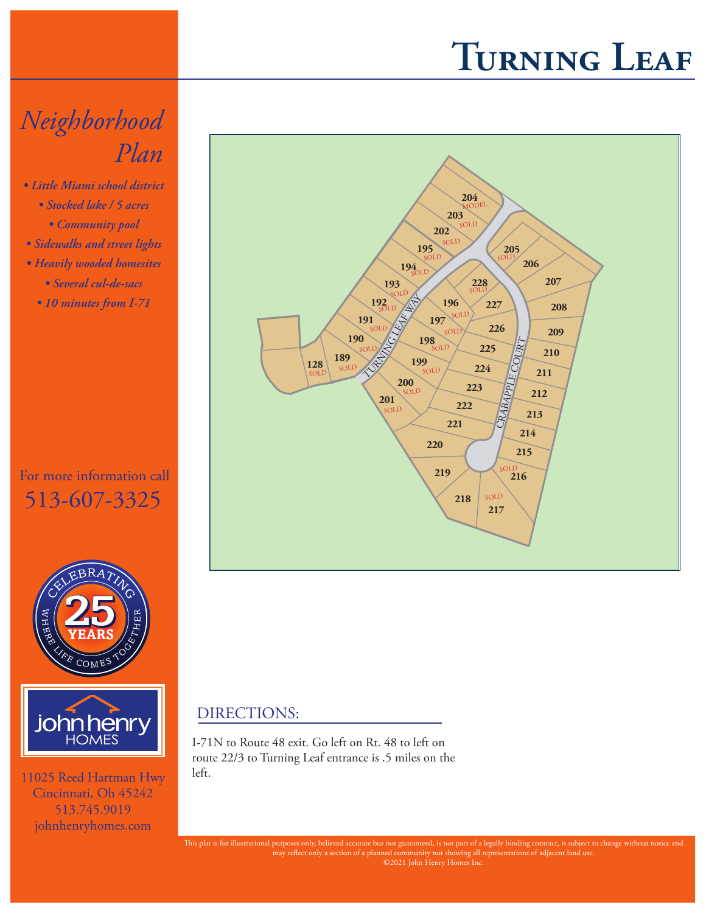# Turning Leaf

## *Neighborhood Plan*

- *Little Miami school district*
- *Stocked lake / 5 acres*
- *Community pool*
- *Sidewalks and street lights*
- *Heavily wooded homesites*
- *Several cul-de-sacs*
- *10 minutes from I-71*

For more information call
513-607-3325

CELEBRATING 25 YEARS
WHERE LIFE COMES TOGETHER

john henry HOMES

11025 Reed Hartman Hwy
Cincinnati, Oh 45242
513.745.9019
johnhenryhomes.com

TURNING LEAF WAY

CRABAPPLE COURT

128 SOLD
189 SOLD
190 SOLD
191 SOLD
192 SOLD
193 SOLD
194 SOLD
195 SOLD
196 SOLD
197 SOLD
198 SOLD
199 SOLD
200 SOLD
201 SOLD
202 SOLD
203 SOLD
204 MODEL
205 SOLD
206
207
208
209
210
211
212
213
214
215
216 SOLD
217 SOLD
218
219
220
221
222
223
224
225
226
227
228 SOLD

## DIRECTIONS:

I-71N to Route 48 exit. Go left on Rt. 48 to left on route 22/3 to Turning Leaf entrance is .5 miles on the left.

This plat is for illustrational purposes only, believed accurate but not guaranteed, is not part of a legally binding contract, is subject to change without notice and may reflect only a section of a planned community not showing all representations of adjacent land use.
©2021 John Henry Homes Inc.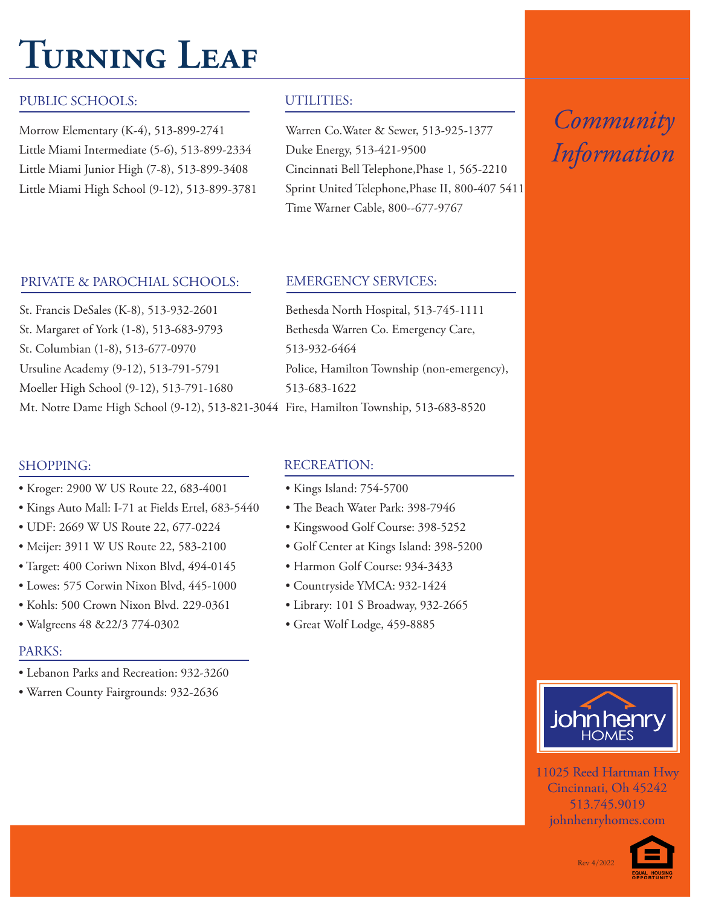# Turning Leaf

## Community Information

### PUBLIC SCHOOLS:

Morrow Elementary (K-4), 513-899-2741
Little Miami Intermediate (5-6), 513-899-2334
Little Miami Junior High (7-8), 513-899-3408
Little Miami High School (9-12), 513-899-3781

### UTILITIES:

Warren Co.Water & Sewer, 513-925-1377
Duke Energy, 513-421-9500
Cincinnati Bell Telephone,Phase 1, 565-2210
Sprint United Telephone,Phase II, 800-407 5411
Time Warner Cable, 800--677-9767

### PRIVATE & PAROCHIAL SCHOOLS:

St. Francis DeSales (K-8), 513-932-2601
St. Margaret of York (1-8), 513-683-9793
St. Columbian (1-8), 513-677-0970
Ursuline Academy (9-12), 513-791-5791
Moeller High School (9-12), 513-791-1680
Mt. Notre Dame High School (9-12), 513-821-3044

### EMERGENCY SERVICES:

Bethesda North Hospital, 513-745-1111
Bethesda Warren Co. Emergency Care, 513-932-6464
Police, Hamilton Township (non-emergency), 513-683-1622
Fire, Hamilton Township, 513-683-8520

### SHOPPING:

- Kroger: 2900 W US Route 22, 683-4001
- Kings Auto Mall: I-71 at Fields Ertel, 683-5440
- UDF: 2669 W US Route 22, 677-0224
- Meijer: 3911 W US Route 22, 583-2100
- Target: 400 Coriwn Nixon Blvd, 494-0145
- Lowes: 575 Corwin Nixon Blvd, 445-1000
- Kohls: 500 Crown Nixon Blvd. 229-0361
- Walgreens 48 &22/3 774-0302

### PARKS:

- Lebanon Parks and Recreation: 932-3260
- Warren County Fairgrounds: 932-2636

### RECREATION:

- Kings Island: 754-5700
- The Beach Water Park: 398-7946
- Kingswood Golf Course: 398-5252
- Golf Center at Kings Island: 398-5200
- Harmon Golf Course: 934-3433
- Countryside YMCA: 932-1424
- Library: 101 S Broadway, 932-2665
- Great Wolf Lodge, 459-8885

john henry HOMES

11025 Reed Hartman Hwy
Cincinnati, Oh 45242
513.745.9019
johnhenryhomes.com

Rev 4/2022

EQUAL HOUSING OPPORTUNITY